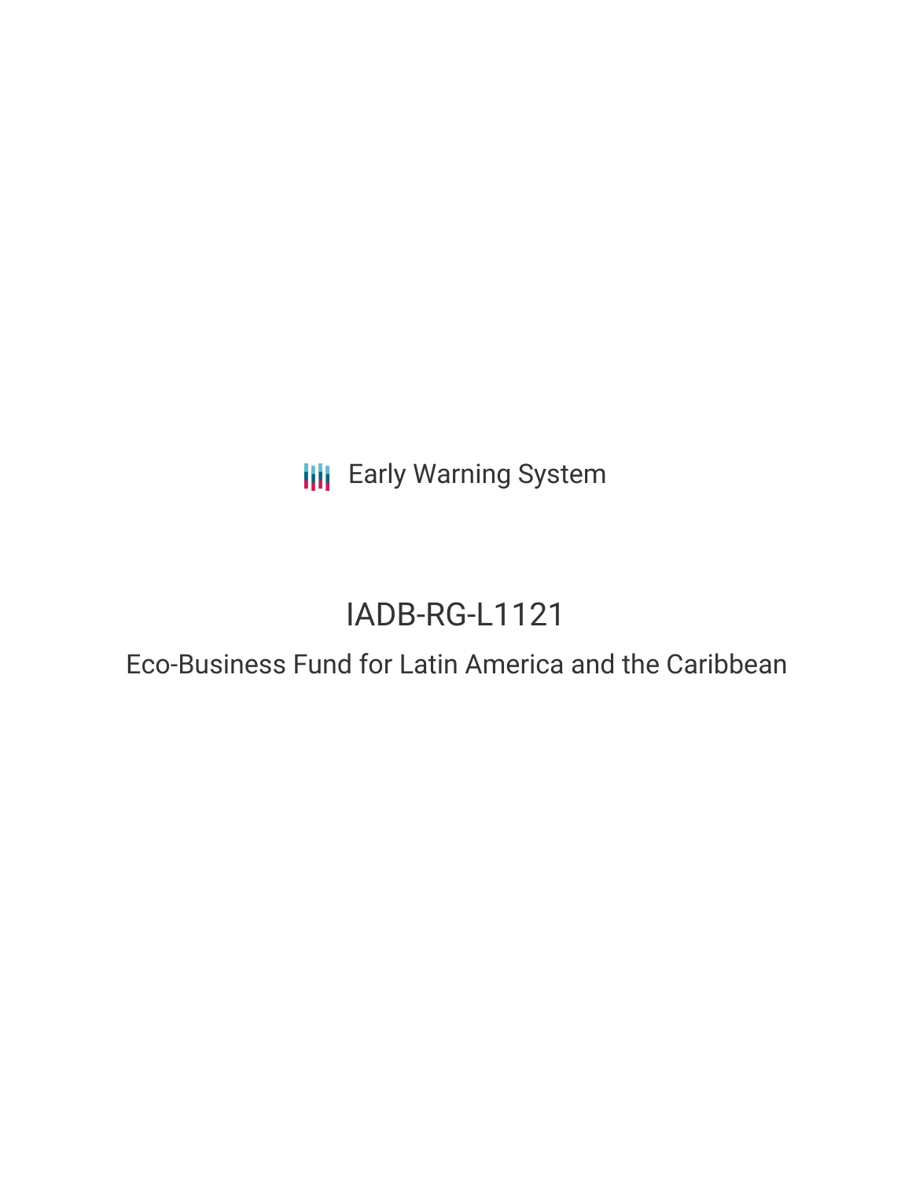Early Warning System

# IADB-RG-L1121

## Eco-Business Fund for Latin America and the Caribbean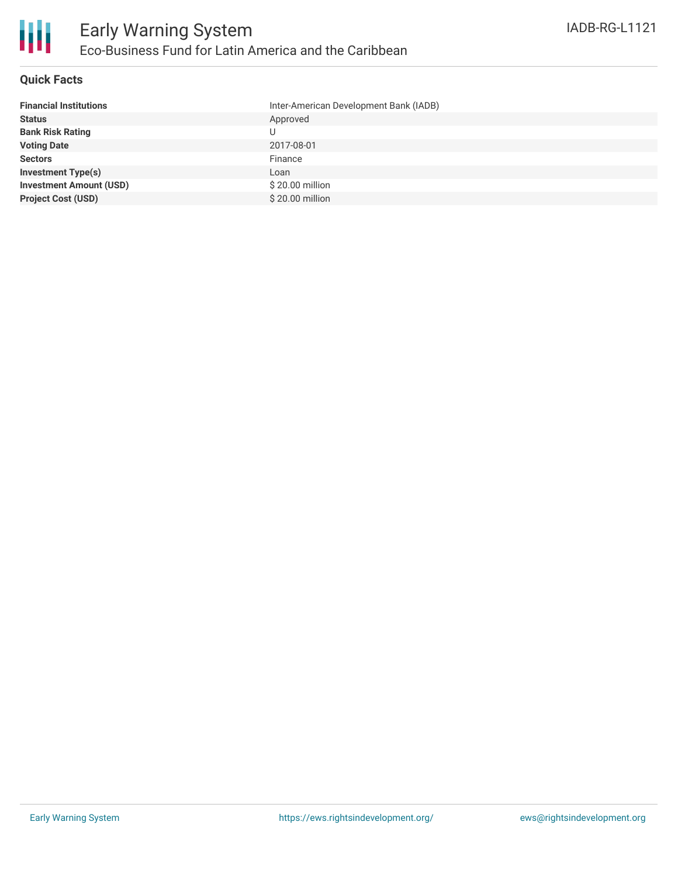# Early Warning System

## Eco-Business Fund for Latin America and the Caribbean

IADB-RG-L1121

### Quick Facts

| | |
|---|---|
| **Financial Institutions** | Inter-American Development Bank (IADB) |
| **Status** | Approved |
| **Bank Risk Rating** | U |
| **Voting Date** | 2017-08-01 |
| **Sectors** | Finance |
| **Investment Type(s)** | Loan |
| **Investment Amount (USD)** | $ 20.00 million |
| **Project Cost (USD)** | $ 20.00 million |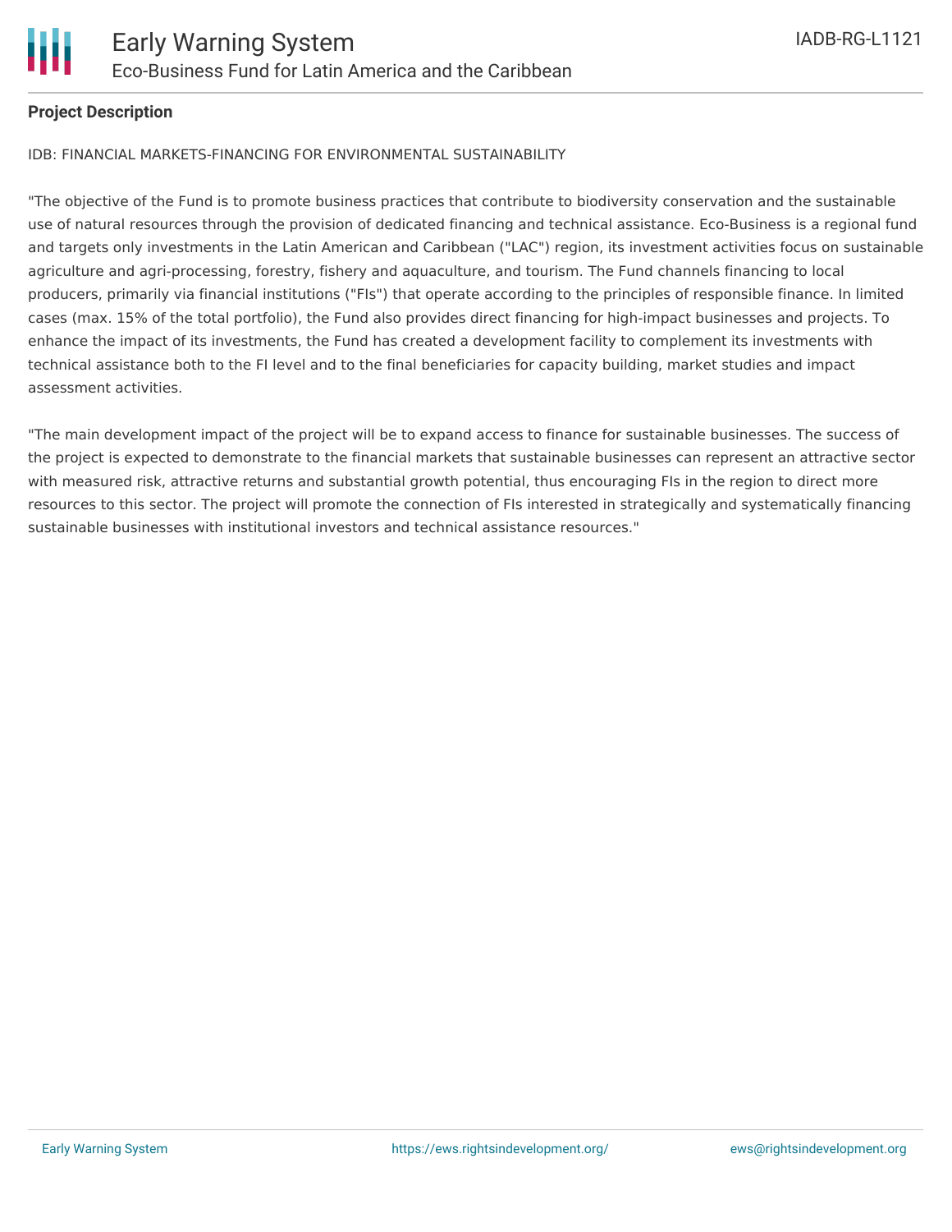**Project Description**

IDB: FINANCIAL MARKETS-FINANCING FOR ENVIRONMENTAL SUSTAINABILITY

"The objective of the Fund is to promote business practices that contribute to biodiversity conservation and the sustainable use of natural resources through the provision of dedicated financing and technical assistance. Eco-Business is a regional fund and targets only investments in the Latin American and Caribbean ("LAC") region, its investment activities focus on sustainable agriculture and agri-processing, forestry, fishery and aquaculture, and tourism. The Fund channels financing to local producers, primarily via financial institutions ("FIs") that operate according to the principles of responsible finance. In limited cases (max. 15% of the total portfolio), the Fund also provides direct financing for high-impact businesses and projects. To enhance the impact of its investments, the Fund has created a development facility to complement its investments with technical assistance both to the FI level and to the final beneficiaries for capacity building, market studies and impact assessment activities.

"The main development impact of the project will be to expand access to finance for sustainable businesses. The success of the project is expected to demonstrate to the financial markets that sustainable businesses can represent an attractive sector with measured risk, attractive returns and substantial growth potential, thus encouraging FIs in the region to direct more resources to this sector. The project will promote the connection of FIs interested in strategically and systematically financing sustainable businesses with institutional investors and technical assistance resources."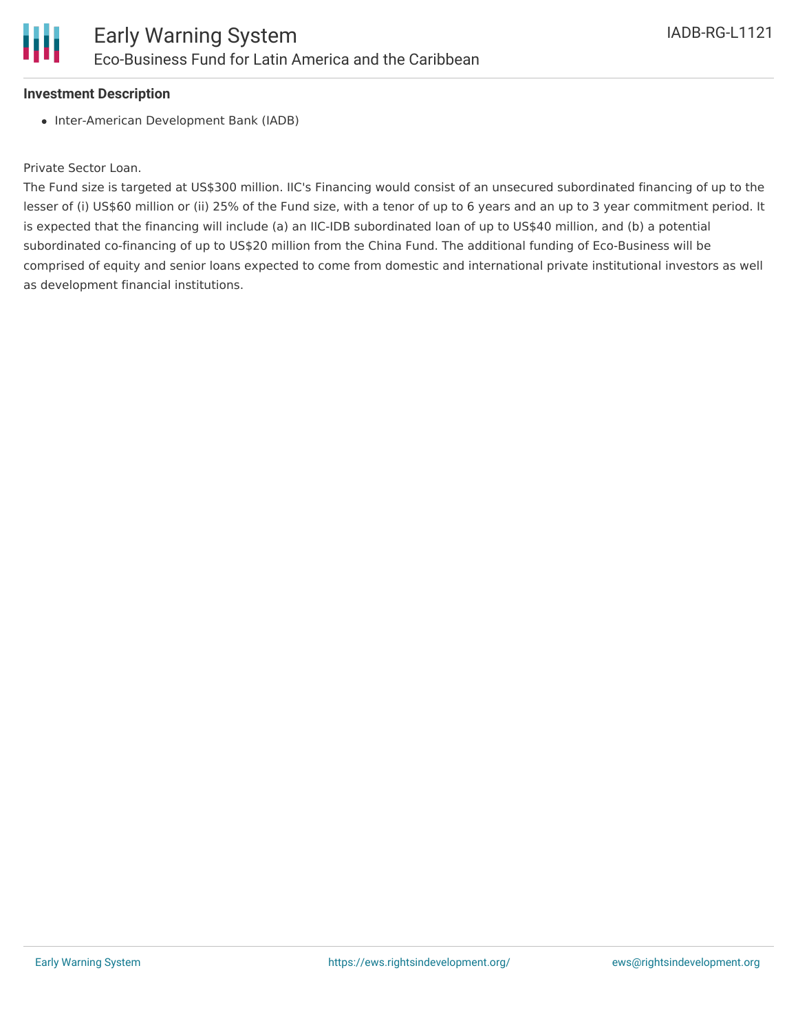**Investment Description**

- Inter-American Development Bank (IADB)

Private Sector Loan.

The Fund size is targeted at US$300 million. IIC's Financing would consist of an unsecured subordinated financing of up to the lesser of (i) US$60 million or (ii) 25% of the Fund size, with a tenor of up to 6 years and an up to 3 year commitment period. It is expected that the financing will include (a) an IIC-IDB subordinated loan of up to US$40 million, and (b) a potential subordinated co-financing of up to US$20 million from the China Fund. The additional funding of Eco-Business will be comprised of equity and senior loans expected to come from domestic and international private institutional investors as well as development financial institutions.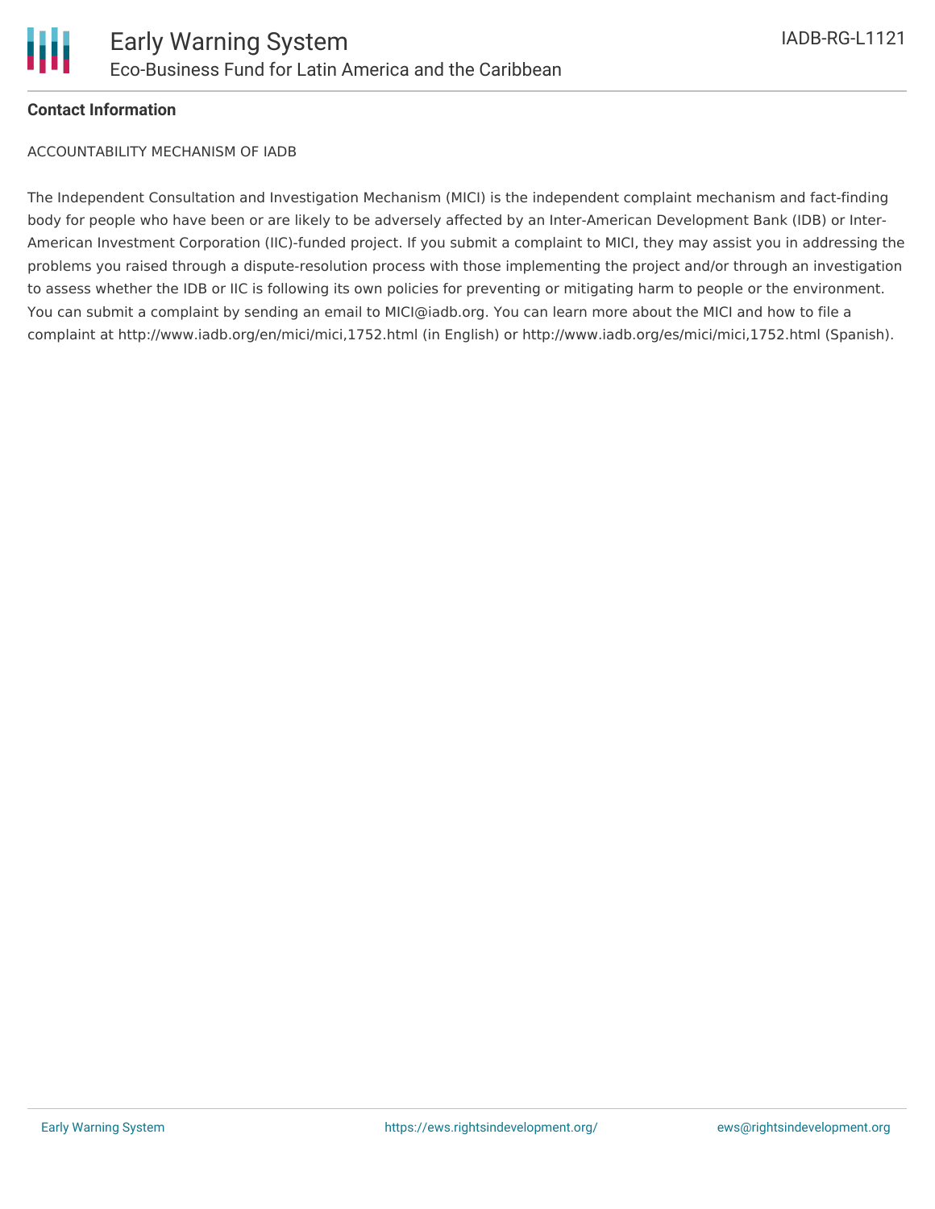**Contact Information**

ACCOUNTABILITY MECHANISM OF IADB

The Independent Consultation and Investigation Mechanism (MICI) is the independent complaint mechanism and fact-finding body for people who have been or are likely to be adversely affected by an Inter-American Development Bank (IDB) or Inter-American Investment Corporation (IIC)-funded project. If you submit a complaint to MICI, they may assist you in addressing the problems you raised through a dispute-resolution process with those implementing the project and/or through an investigation to assess whether the IDB or IIC is following its own policies for preventing or mitigating harm to people or the environment. You can submit a complaint by sending an email to MICI@iadb.org. You can learn more about the MICI and how to file a complaint at http://www.iadb.org/en/mici/mici,1752.html (in English) or http://www.iadb.org/es/mici/mici,1752.html (Spanish).